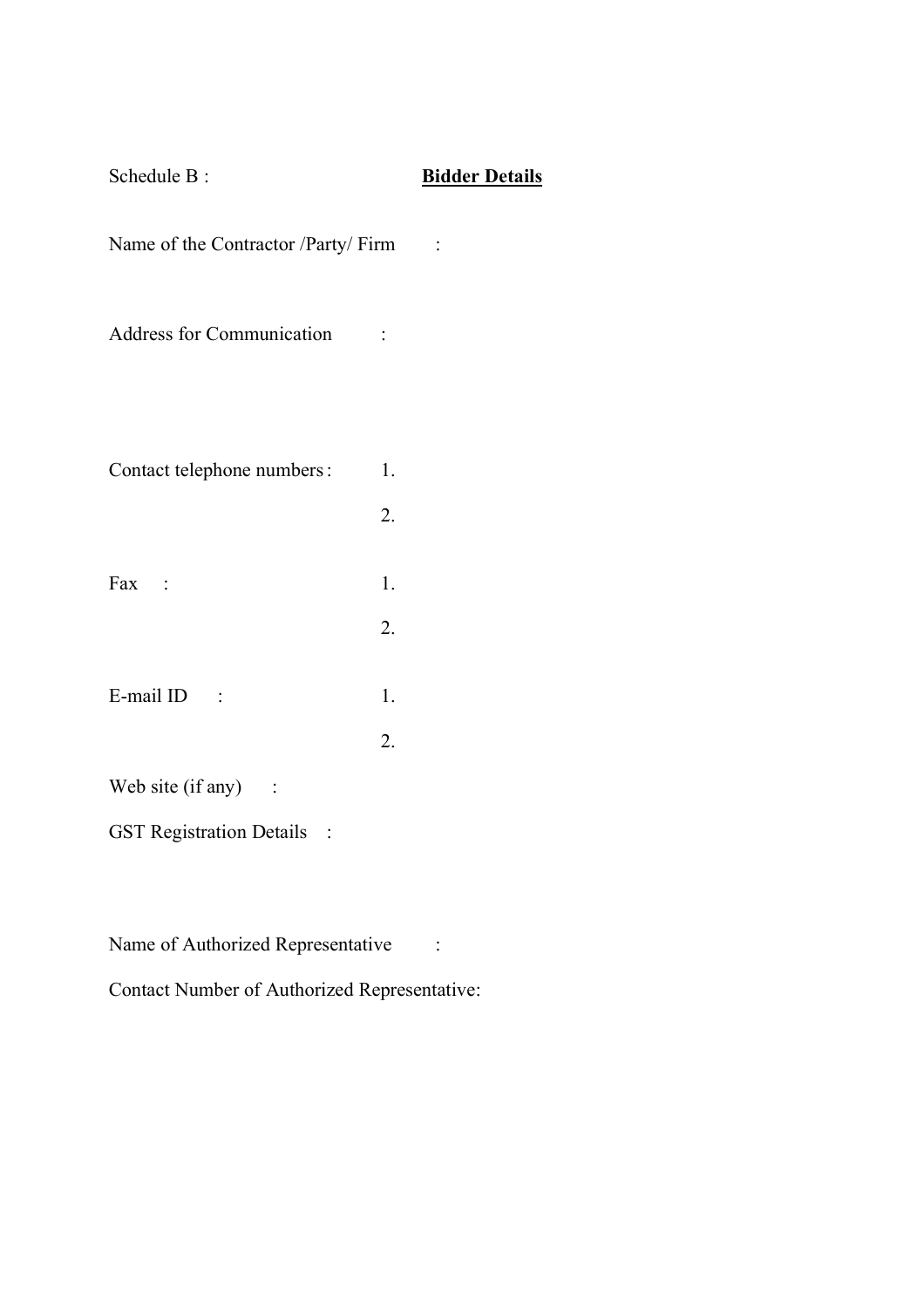Schedule B : **Bidder Details**

Name of the Contractor /Party/ Firm :

Address for Communication :

Contact telephone numbers : 1.

2.

Fax : 1.

2.

E-mail ID : 1.

2.

Web site (if any) :

GST Registration Details :

Name of Authorized Representative :

Contact Number of Authorized Representative: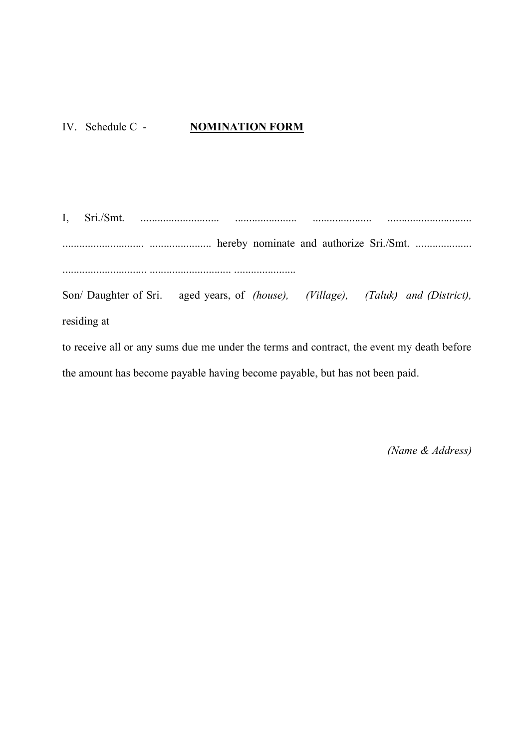IV. Schedule C - **NOMINATION FORM**

I, Sri./Smt. ............................ ...................... ..................... .............................. ............................. ...................... hereby nominate and authorize Sri./Smt. .................... ............................. ............................. ......................

Son/ Daughter of Sri. aged years, of *(house), (Village), (Taluk) and (District),* residing at

to receive all or any sums due me under the terms and contract, the event my death before the amount has become payable having become payable, but has not been paid.

*(Name & Address)*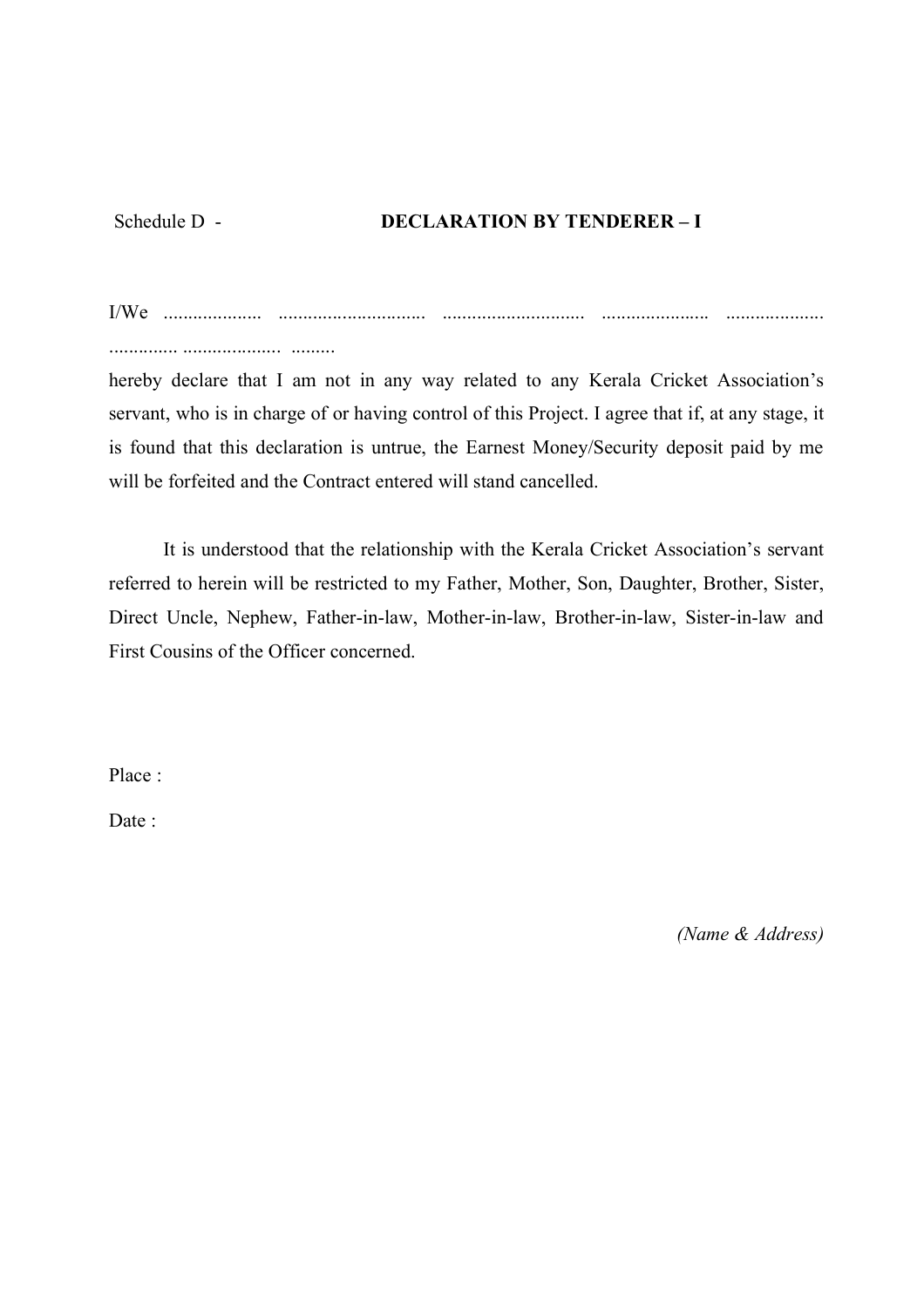Schedule D - **DECLARATION BY TENDERER – I**

I/We .................... .............................. ............................. ...................... .................... .............. .................... .........

hereby declare that I am not in any way related to any Kerala Cricket Association's servant, who is in charge of or having control of this Project. I agree that if, at any stage, it is found that this declaration is untrue, the Earnest Money/Security deposit paid by me will be forfeited and the Contract entered will stand cancelled.

It is understood that the relationship with the Kerala Cricket Association's servant referred to herein will be restricted to my Father, Mother, Son, Daughter, Brother, Sister, Direct Uncle, Nephew, Father-in-law, Mother-in-law, Brother-in-law, Sister-in-law and First Cousins of the Officer concerned.

Place :

Date :

*(Name & Address)*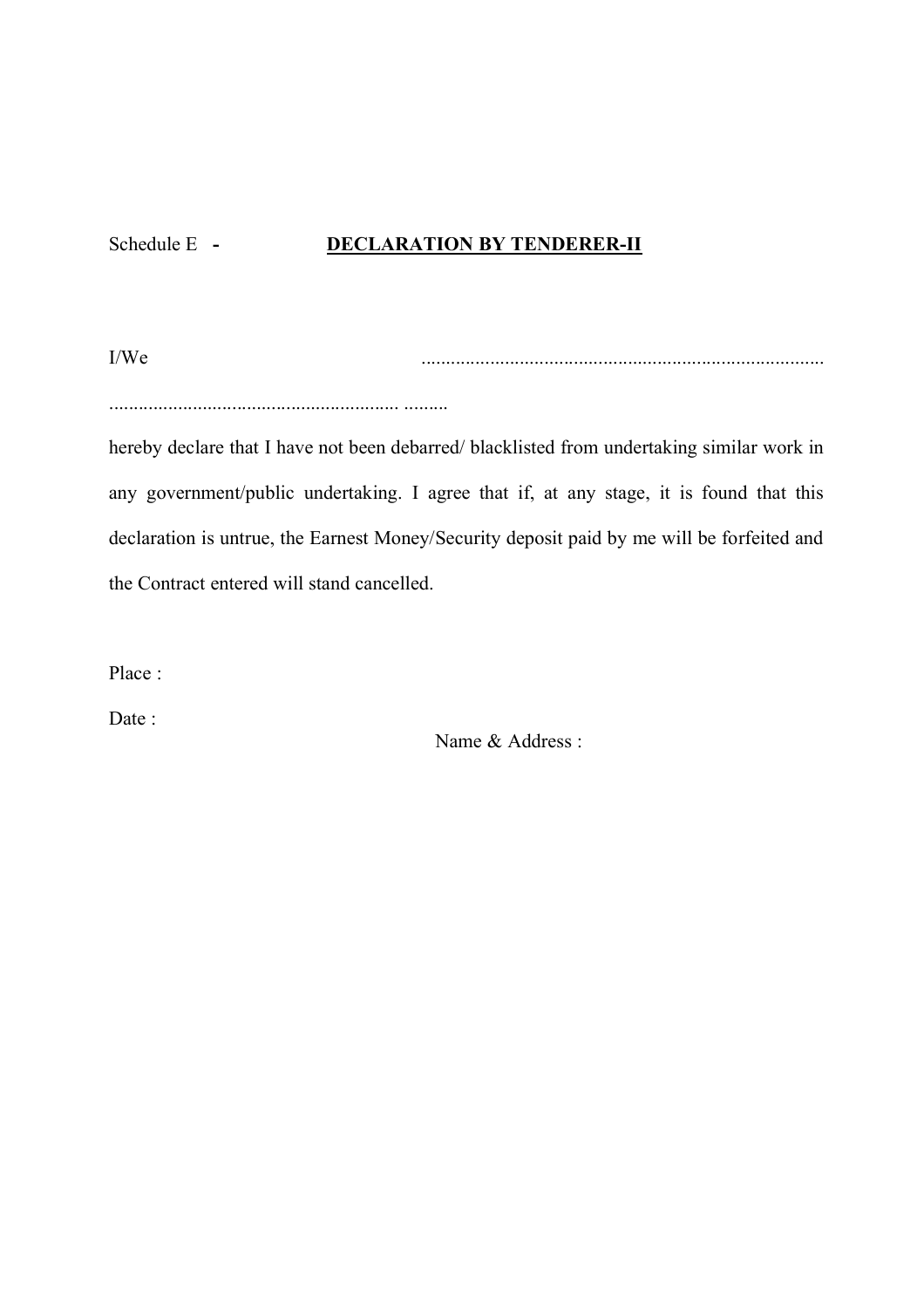Schedule E - **DECLARATION BY TENDERER-II**

I/We ..................................................................................

................................................................. .........

hereby declare that I have not been debarred/ blacklisted from undertaking similar work in any government/public undertaking. I agree that if, at any stage, it is found that this declaration is untrue, the Earnest Money/Security deposit paid by me will be forfeited and the Contract entered will stand cancelled.

Place :

Date :

Name & Address :